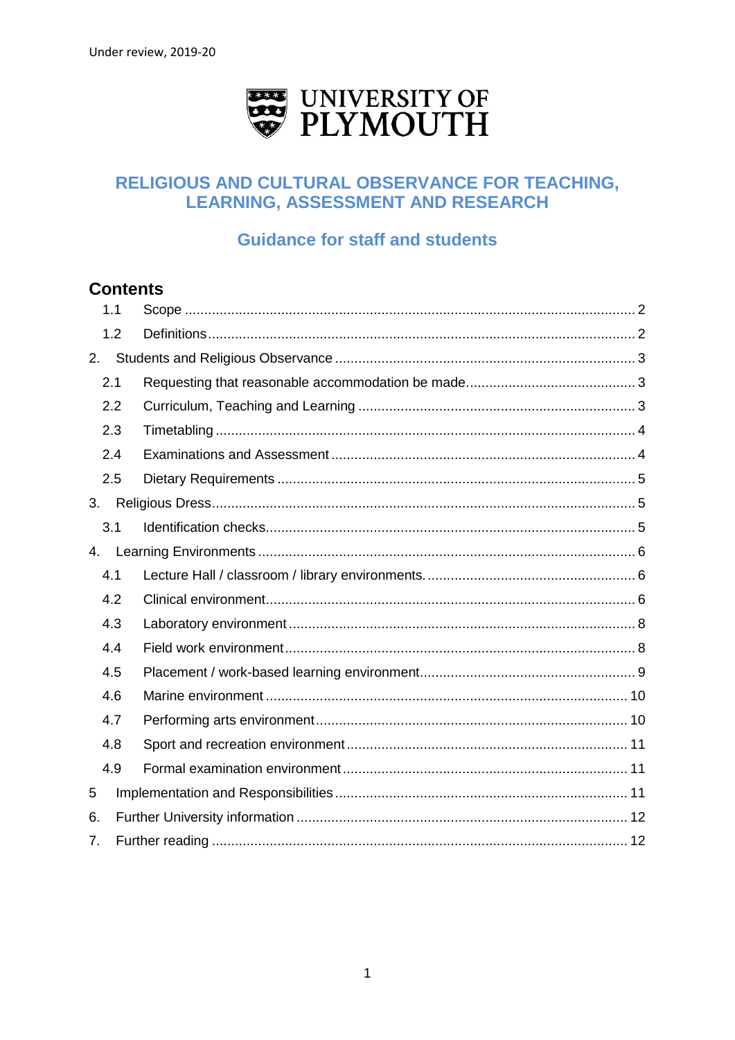Under review, 2019-20

UNIVERSITY OF PLYMOUTH

# RELIGIOUS AND CULTURAL OBSERVANCE FOR TEACHING, LEARNING, ASSESSMENT AND RESEARCH

## Guidance for staff and students

## Contents

- 1.1 Scope ... 2
- 1.2 Definitions ... 2
- 2. Students and Religious Observance ... 3
  - 2.1 Requesting that reasonable accommodation be made ... 3
  - 2.2 Curriculum, Teaching and Learning ... 3
  - 2.3 Timetabling ... 4
  - 2.4 Examinations and Assessment ... 4
  - 2.5 Dietary Requirements ... 5
- 3. Religious Dress ... 5
  - 3.1 Identification checks ... 5
- 4. Learning Environments ... 6
  - 4.1 Lecture Hall / classroom / library environments ... 6
  - 4.2 Clinical environment ... 6
  - 4.3 Laboratory environment ... 8
  - 4.4 Field work environment ... 8
  - 4.5 Placement / work-based learning environment ... 9
  - 4.6 Marine environment ... 10
  - 4.7 Performing arts environment ... 10
  - 4.8 Sport and recreation environment ... 11
  - 4.9 Formal examination environment ... 11
- 5 Implementation and Responsibilities ... 11
- 6. Further University information ... 12
- 7. Further reading ... 12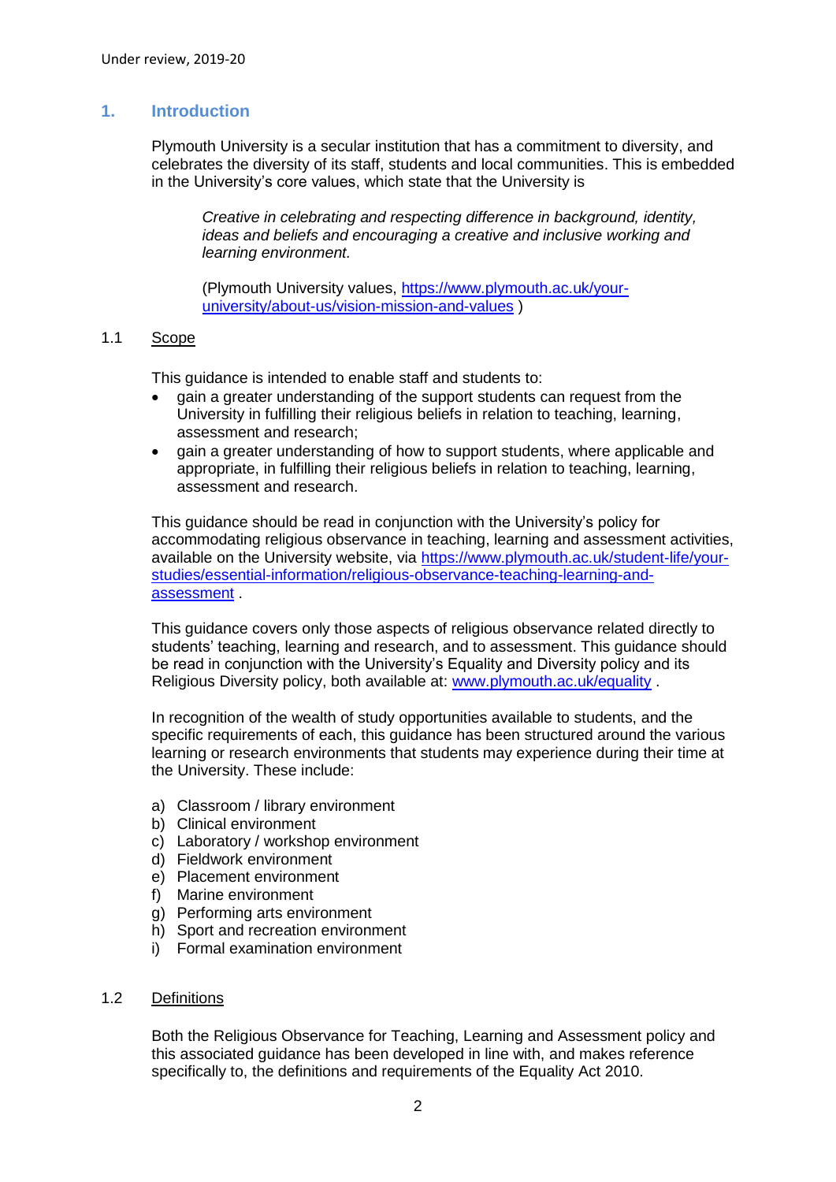Under review, 2019-20

## 1. Introduction

Plymouth University is a secular institution that has a commitment to diversity, and celebrates the diversity of its staff, students and local communities. This is embedded in the University's core values, which state that the University is

> *Creative in celebrating and respecting difference in background, identity, ideas and beliefs and encouraging a creative and inclusive working and learning environment.*
>
> (Plymouth University values, [https://www.plymouth.ac.uk/your-university/about-us/vision-mission-and-values](https://www.plymouth.ac.uk/your-university/about-us/vision-mission-and-values) )

### 1.1 Scope

This guidance is intended to enable staff and students to:

- gain a greater understanding of the support students can request from the University in fulfilling their religious beliefs in relation to teaching, learning, assessment and research;
- gain a greater understanding of how to support students, where applicable and appropriate, in fulfilling their religious beliefs in relation to teaching, learning, assessment and research.

This guidance should be read in conjunction with the University's policy for accommodating religious observance in teaching, learning and assessment activities, available on the University website, via [https://www.plymouth.ac.uk/student-life/your-studies/essential-information/religious-observance-teaching-learning-and-assessment](https://www.plymouth.ac.uk/student-life/your-studies/essential-information/religious-observance-teaching-learning-and-assessment) .

This guidance covers only those aspects of religious observance related directly to students' teaching, learning and research, and to assessment. This guidance should be read in conjunction with the University's Equality and Diversity policy and its Religious Diversity policy, both available at: [www.plymouth.ac.uk/equality](http://www.plymouth.ac.uk/equality) .

In recognition of the wealth of study opportunities available to students, and the specific requirements of each, this guidance has been structured around the various learning or research environments that students may experience during their time at the University. These include:

a) Classroom / library environment
b) Clinical environment
c) Laboratory / workshop environment
d) Fieldwork environment
e) Placement environment
f) Marine environment
g) Performing arts environment
h) Sport and recreation environment
i) Formal examination environment

### 1.2 Definitions

Both the Religious Observance for Teaching, Learning and Assessment policy and this associated guidance has been developed in line with, and makes reference specifically to, the definitions and requirements of the Equality Act 2010.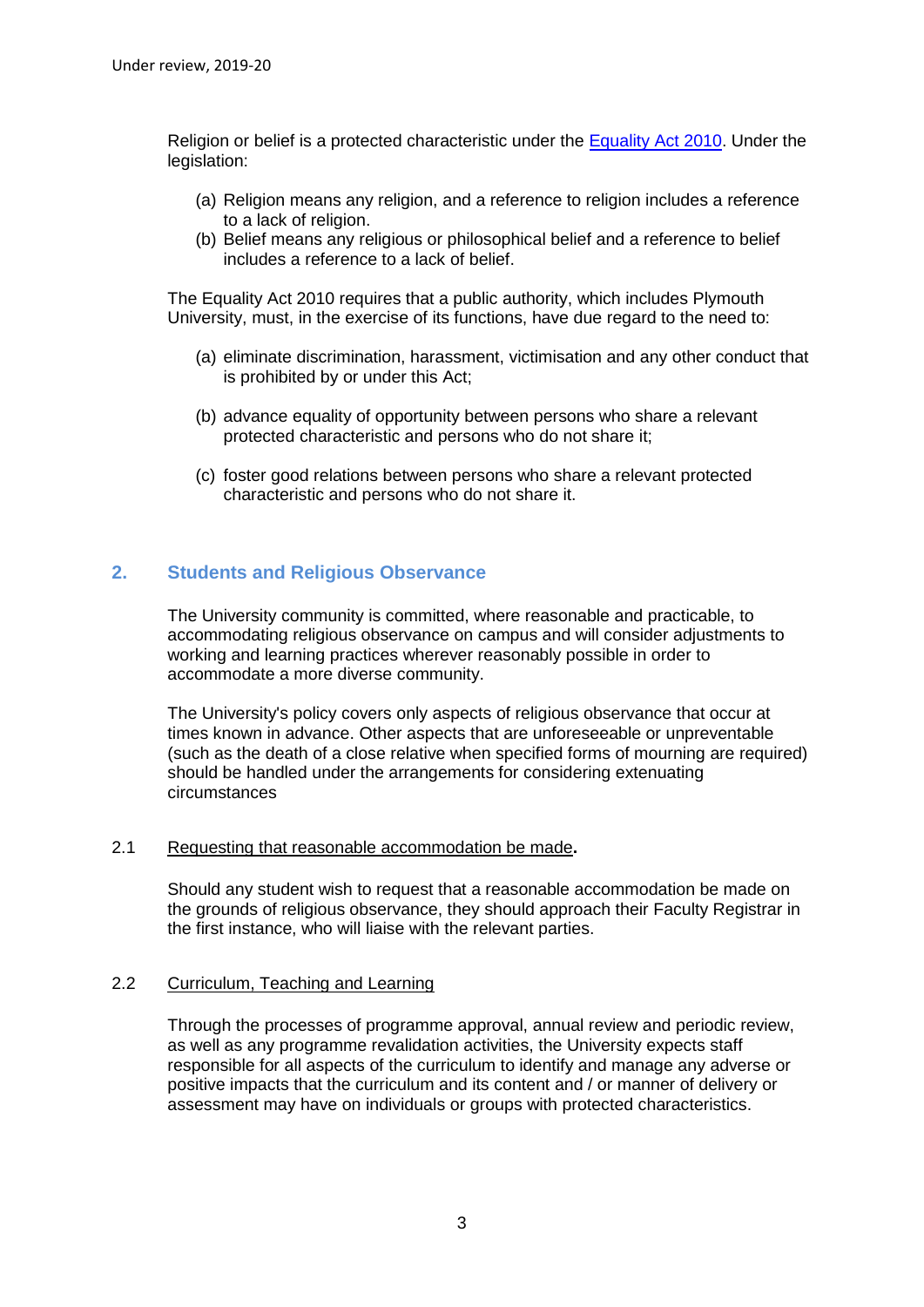Religion or belief is a protected characteristic under the [Equality Act 2010](). Under the legislation:

(a) Religion means any religion, and a reference to religion includes a reference to a lack of religion.
(b) Belief means any religious or philosophical belief and a reference to belief includes a reference to a lack of belief.

The Equality Act 2010 requires that a public authority, which includes Plymouth University, must, in the exercise of its functions, have due regard to the need to:

(a) eliminate discrimination, harassment, victimisation and any other conduct that is prohibited by or under this Act;

(b) advance equality of opportunity between persons who share a relevant protected characteristic and persons who do not share it;

(c) foster good relations between persons who share a relevant protected characteristic and persons who do not share it.

## 2. Students and Religious Observance

The University community is committed, where reasonable and practicable, to accommodating religious observance on campus and will consider adjustments to working and learning practices wherever reasonably possible in order to accommodate a more diverse community.

The University's policy covers only aspects of religious observance that occur at times known in advance. Other aspects that are unforeseeable or unpreventable (such as the death of a close relative when specified forms of mourning are required) should be handled under the arrangements for considering extenuating circumstances

### 2.1 Requesting that reasonable accommodation be made.

Should any student wish to request that a reasonable accommodation be made on the grounds of religious observance, they should approach their Faculty Registrar in the first instance, who will liaise with the relevant parties.

### 2.2 Curriculum, Teaching and Learning

Through the processes of programme approval, annual review and periodic review, as well as any programme revalidation activities, the University expects staff responsible for all aspects of the curriculum to identify and manage any adverse or positive impacts that the curriculum and its content and / or manner of delivery or assessment may have on individuals or groups with protected characteristics.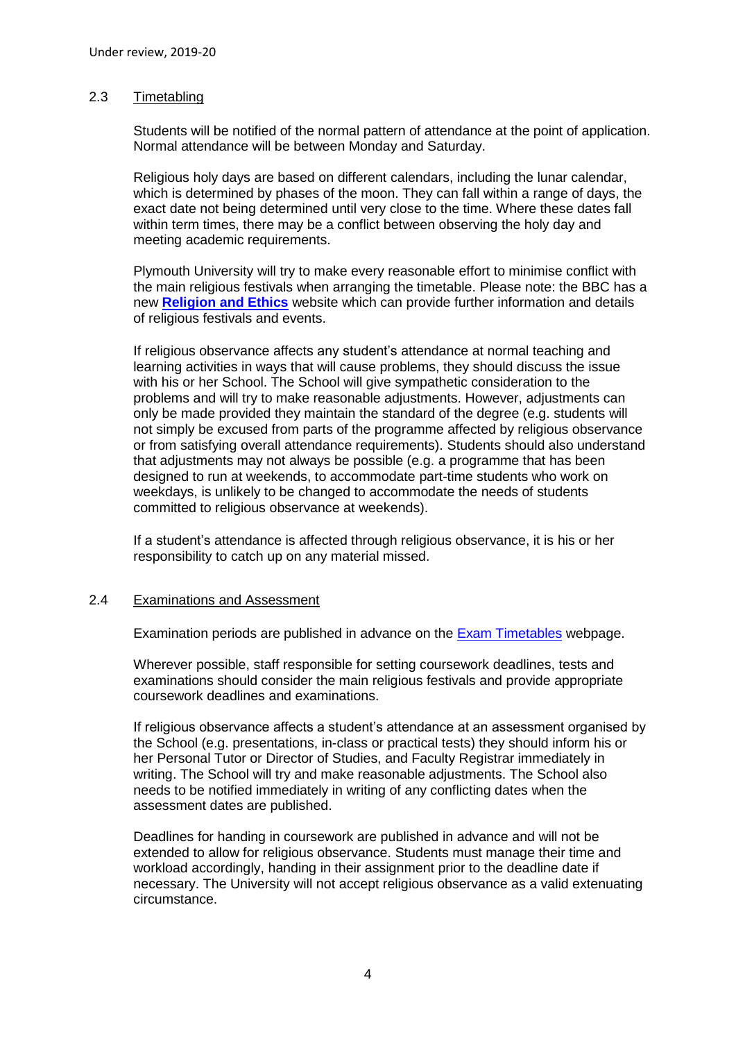## 2.3 Timetabling

Students will be notified of the normal pattern of attendance at the point of application. Normal attendance will be between Monday and Saturday.

Religious holy days are based on different calendars, including the lunar calendar, which is determined by phases of the moon. They can fall within a range of days, the exact date not being determined until very close to the time. Where these dates fall within term times, there may be a conflict between observing the holy day and meeting academic requirements.

Plymouth University will try to make every reasonable effort to minimise conflict with the main religious festivals when arranging the timetable. Please note: the BBC has a new **Religion and Ethics** website which can provide further information and details of religious festivals and events.

If religious observance affects any student's attendance at normal teaching and learning activities in ways that will cause problems, they should discuss the issue with his or her School. The School will give sympathetic consideration to the problems and will try to make reasonable adjustments. However, adjustments can only be made provided they maintain the standard of the degree (e.g. students will not simply be excused from parts of the programme affected by religious observance or from satisfying overall attendance requirements). Students should also understand that adjustments may not always be possible (e.g. a programme that has been designed to run at weekends, to accommodate part-time students who work on weekdays, is unlikely to be changed to accommodate the needs of students committed to religious observance at weekends).

If a student's attendance is affected through religious observance, it is his or her responsibility to catch up on any material missed.

## 2.4 Examinations and Assessment

Examination periods are published in advance on the Exam Timetables webpage.

Wherever possible, staff responsible for setting coursework deadlines, tests and examinations should consider the main religious festivals and provide appropriate coursework deadlines and examinations.

If religious observance affects a student's attendance at an assessment organised by the School (e.g. presentations, in-class or practical tests) they should inform his or her Personal Tutor or Director of Studies, and Faculty Registrar immediately in writing. The School will try and make reasonable adjustments. The School also needs to be notified immediately in writing of any conflicting dates when the assessment dates are published.

Deadlines for handing in coursework are published in advance and will not be extended to allow for religious observance. Students must manage their time and workload accordingly, handing in their assignment prior to the deadline date if necessary. The University will not accept religious observance as a valid extenuating circumstance.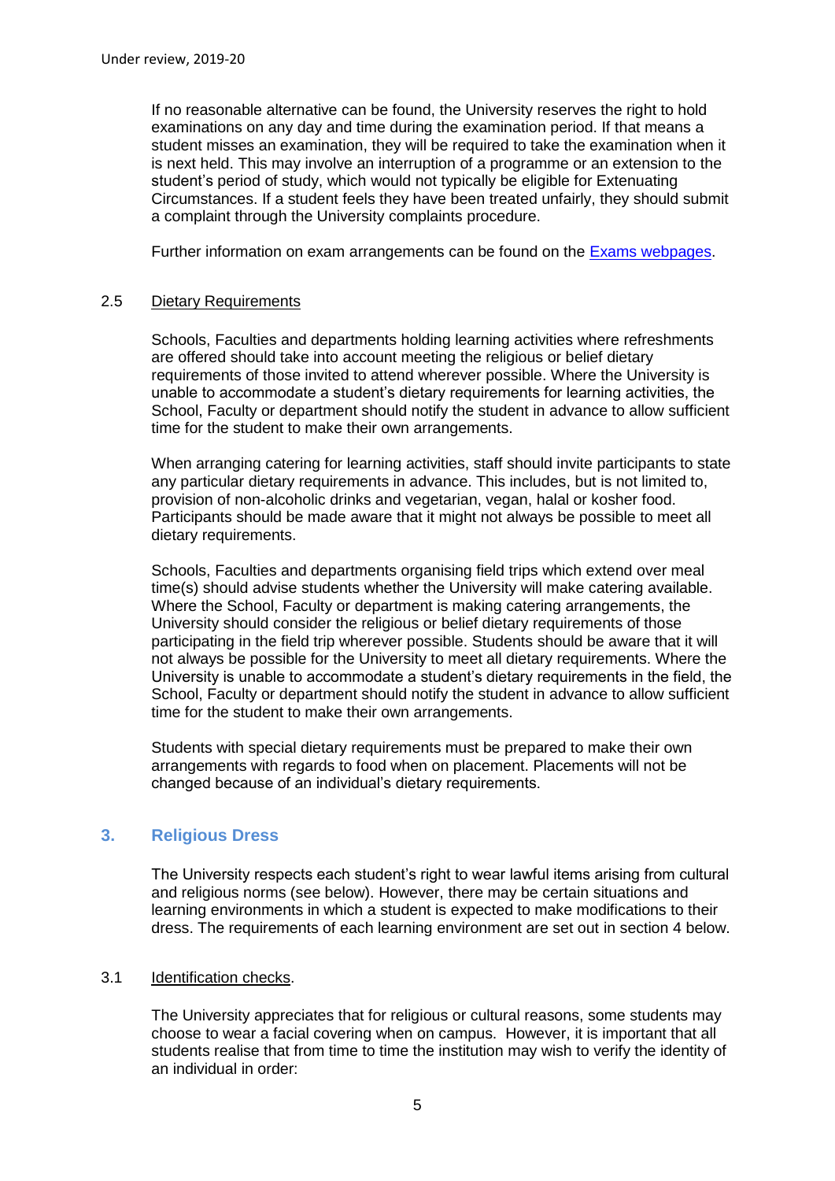If no reasonable alternative can be found, the University reserves the right to hold examinations on any day and time during the examination period. If that means a student misses an examination, they will be required to take the examination when it is next held. This may involve an interruption of a programme or an extension to the student's period of study, which would not typically be eligible for Extenuating Circumstances. If a student feels they have been treated unfairly, they should submit a complaint through the University complaints procedure.

Further information on exam arrangements can be found on the Exams webpages.

### 2.5 Dietary Requirements

Schools, Faculties and departments holding learning activities where refreshments are offered should take into account meeting the religious or belief dietary requirements of those invited to attend wherever possible. Where the University is unable to accommodate a student's dietary requirements for learning activities, the School, Faculty or department should notify the student in advance to allow sufficient time for the student to make their own arrangements.

When arranging catering for learning activities, staff should invite participants to state any particular dietary requirements in advance. This includes, but is not limited to, provision of non-alcoholic drinks and vegetarian, vegan, halal or kosher food. Participants should be made aware that it might not always be possible to meet all dietary requirements.

Schools, Faculties and departments organising field trips which extend over meal time(s) should advise students whether the University will make catering available. Where the School, Faculty or department is making catering arrangements, the University should consider the religious or belief dietary requirements of those participating in the field trip wherever possible. Students should be aware that it will not always be possible for the University to meet all dietary requirements. Where the University is unable to accommodate a student's dietary requirements in the field, the School, Faculty or department should notify the student in advance to allow sufficient time for the student to make their own arrangements.

Students with special dietary requirements must be prepared to make their own arrangements with regards to food when on placement. Placements will not be changed because of an individual's dietary requirements.

## 3. Religious Dress

The University respects each student's right to wear lawful items arising from cultural and religious norms (see below). However, there may be certain situations and learning environments in which a student is expected to make modifications to their dress. The requirements of each learning environment are set out in section 4 below.

### 3.1 Identification checks.

The University appreciates that for religious or cultural reasons, some students may choose to wear a facial covering when on campus. However, it is important that all students realise that from time to time the institution may wish to verify the identity of an individual in order: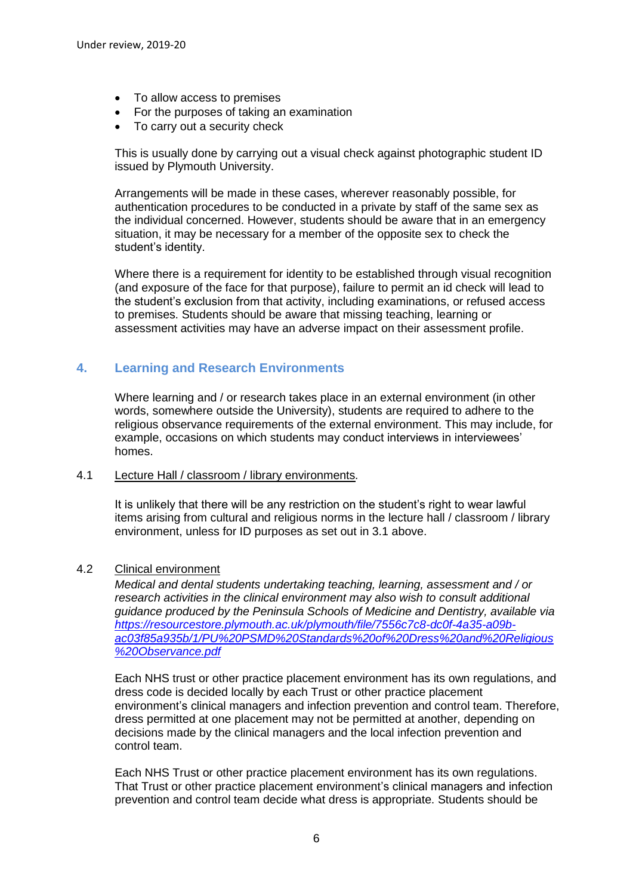- To allow access to premises
- For the purposes of taking an examination
- To carry out a security check

This is usually done by carrying out a visual check against photographic student ID issued by Plymouth University.

Arrangements will be made in these cases, wherever reasonably possible, for authentication procedures to be conducted in a private by staff of the same sex as the individual concerned. However, students should be aware that in an emergency situation, it may be necessary for a member of the opposite sex to check the student's identity.

Where there is a requirement for identity to be established through visual recognition (and exposure of the face for that purpose), failure to permit an id check will lead to the student's exclusion from that activity, including examinations, or refused access to premises. Students should be aware that missing teaching, learning or assessment activities may have an adverse impact on their assessment profile.

## 4. Learning and Research Environments

Where learning and / or research takes place in an external environment (in other words, somewhere outside the University), students are required to adhere to the religious observance requirements of the external environment. This may include, for example, occasions on which students may conduct interviews in interviewees' homes.

### 4.1 Lecture Hall / classroom / library environments.

It is unlikely that there will be any restriction on the student's right to wear lawful items arising from cultural and religious norms in the lecture hall / classroom / library environment, unless for ID purposes as set out in 3.1 above.

### 4.2 Clinical environment

*Medical and dental students undertaking teaching, learning, assessment and / or research activities in the clinical environment may also wish to consult additional guidance produced by the Peninsula Schools of Medicine and Dentistry, available via [https://resourcestore.plymouth.ac.uk/plymouth/file/7556c7c8-dc0f-4a35-a09b-ac03f85a935b/1/PU%20PSMD%20Standards%20of%20Dress%20and%20Religious%20Observance.pdf](https://resourcestore.plymouth.ac.uk/plymouth/file/7556c7c8-dc0f-4a35-a09b-ac03f85a935b/1/PU%20PSMD%20Standards%20of%20Dress%20and%20Religious%20Observance.pdf)*

Each NHS trust or other practice placement environment has its own regulations, and dress code is decided locally by each Trust or other practice placement environment's clinical managers and infection prevention and control team. Therefore, dress permitted at one placement may not be permitted at another, depending on decisions made by the clinical managers and the local infection prevention and control team.

Each NHS Trust or other practice placement environment has its own regulations. That Trust or other practice placement environment's clinical managers and infection prevention and control team decide what dress is appropriate. Students should be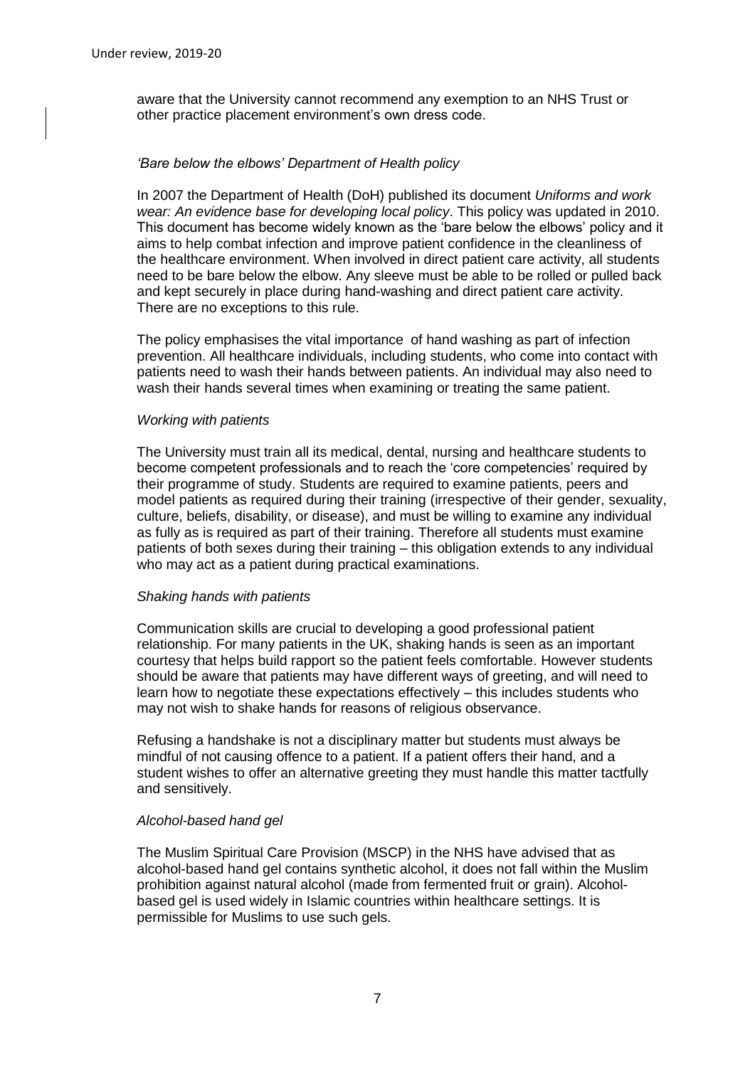aware that the University cannot recommend any exemption to an NHS Trust or other practice placement environment's own dress code.

### *'Bare below the elbows' Department of Health policy*

In 2007 the Department of Health (DoH) published its document *Uniforms and work wear: An evidence base for developing local policy*. This policy was updated in 2010. This document has become widely known as the 'bare below the elbows' policy and it aims to help combat infection and improve patient confidence in the cleanliness of the healthcare environment. When involved in direct patient care activity, all students need to be bare below the elbow. Any sleeve must be able to be rolled or pulled back and kept securely in place during hand-washing and direct patient care activity. There are no exceptions to this rule.

The policy emphasises the vital importance of hand washing as part of infection prevention. All healthcare individuals, including students, who come into contact with patients need to wash their hands between patients. An individual may also need to wash their hands several times when examining or treating the same patient.

### *Working with patients*

The University must train all its medical, dental, nursing and healthcare students to become competent professionals and to reach the 'core competencies' required by their programme of study. Students are required to examine patients, peers and model patients as required during their training (irrespective of their gender, sexuality, culture, beliefs, disability, or disease), and must be willing to examine any individual as fully as is required as part of their training. Therefore all students must examine patients of both sexes during their training – this obligation extends to any individual who may act as a patient during practical examinations.

### *Shaking hands with patients*

Communication skills are crucial to developing a good professional patient relationship. For many patients in the UK, shaking hands is seen as an important courtesy that helps build rapport so the patient feels comfortable. However students should be aware that patients may have different ways of greeting, and will need to learn how to negotiate these expectations effectively – this includes students who may not wish to shake hands for reasons of religious observance.

Refusing a handshake is not a disciplinary matter but students must always be mindful of not causing offence to a patient. If a patient offers their hand, and a student wishes to offer an alternative greeting they must handle this matter tactfully and sensitively.

### *Alcohol-based hand gel*

The Muslim Spiritual Care Provision (MSCP) in the NHS have advised that as alcohol-based hand gel contains synthetic alcohol, it does not fall within the Muslim prohibition against natural alcohol (made from fermented fruit or grain). Alcohol-based gel is used widely in Islamic countries within healthcare settings. It is permissible for Muslims to use such gels.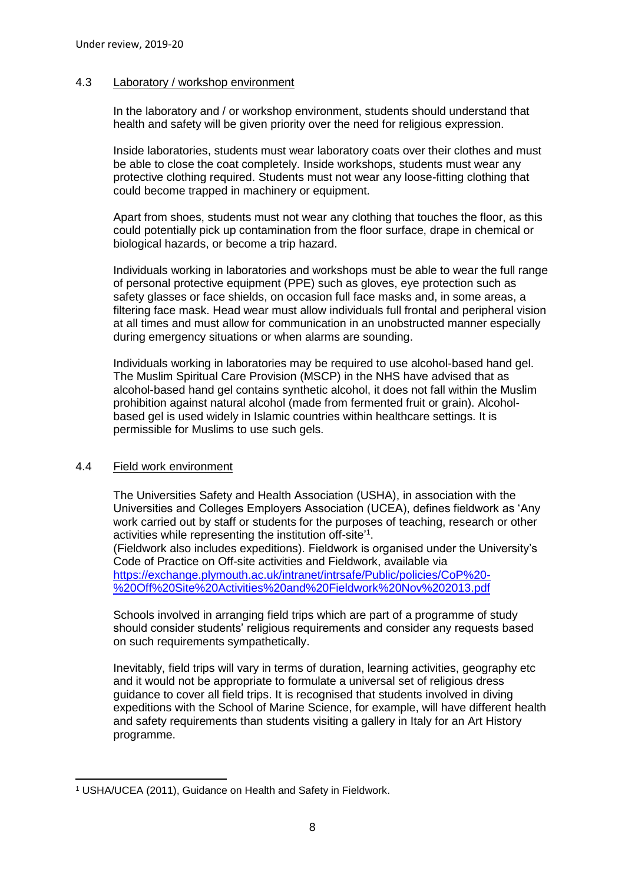### 4.3 Laboratory / workshop environment

In the laboratory and / or workshop environment, students should understand that health and safety will be given priority over the need for religious expression.

Inside laboratories, students must wear laboratory coats over their clothes and must be able to close the coat completely. Inside workshops, students must wear any protective clothing required. Students must not wear any loose-fitting clothing that could become trapped in machinery or equipment.

Apart from shoes, students must not wear any clothing that touches the floor, as this could potentially pick up contamination from the floor surface, drape in chemical or biological hazards, or become a trip hazard.

Individuals working in laboratories and workshops must be able to wear the full range of personal protective equipment (PPE) such as gloves, eye protection such as safety glasses or face shields, on occasion full face masks and, in some areas, a filtering face mask. Head wear must allow individuals full frontal and peripheral vision at all times and must allow for communication in an unobstructed manner especially during emergency situations or when alarms are sounding.

Individuals working in laboratories may be required to use alcohol-based hand gel. The Muslim Spiritual Care Provision (MSCP) in the NHS have advised that as alcohol-based hand gel contains synthetic alcohol, it does not fall within the Muslim prohibition against natural alcohol (made from fermented fruit or grain). Alcohol-based gel is used widely in Islamic countries within healthcare settings. It is permissible for Muslims to use such gels.

### 4.4 Field work environment

The Universities Safety and Health Association (USHA), in association with the Universities and Colleges Employers Association (UCEA), defines fieldwork as 'Any work carried out by staff or students for the purposes of teaching, research or other activities while representing the institution off-site'[1].
(Fieldwork also includes expeditions). Fieldwork is organised under the University's Code of Practice on Off-site activities and Fieldwork, available via https://exchange.plymouth.ac.uk/intranet/intrsafe/Public/policies/CoP%20-%20Off%20Site%20Activities%20and%20Fieldwork%20Nov%202013.pdf

Schools involved in arranging field trips which are part of a programme of study should consider students' religious requirements and consider any requests based on such requirements sympathetically.

Inevitably, field trips will vary in terms of duration, learning activities, geography etc and it would not be appropriate to formulate a universal set of religious dress guidance to cover all field trips. It is recognised that students involved in diving expeditions with the School of Marine Science, for example, will have different health and safety requirements than students visiting a gallery in Italy for an Art History programme.

---

[1] USHA/UCEA (2011), Guidance on Health and Safety in Fieldwork.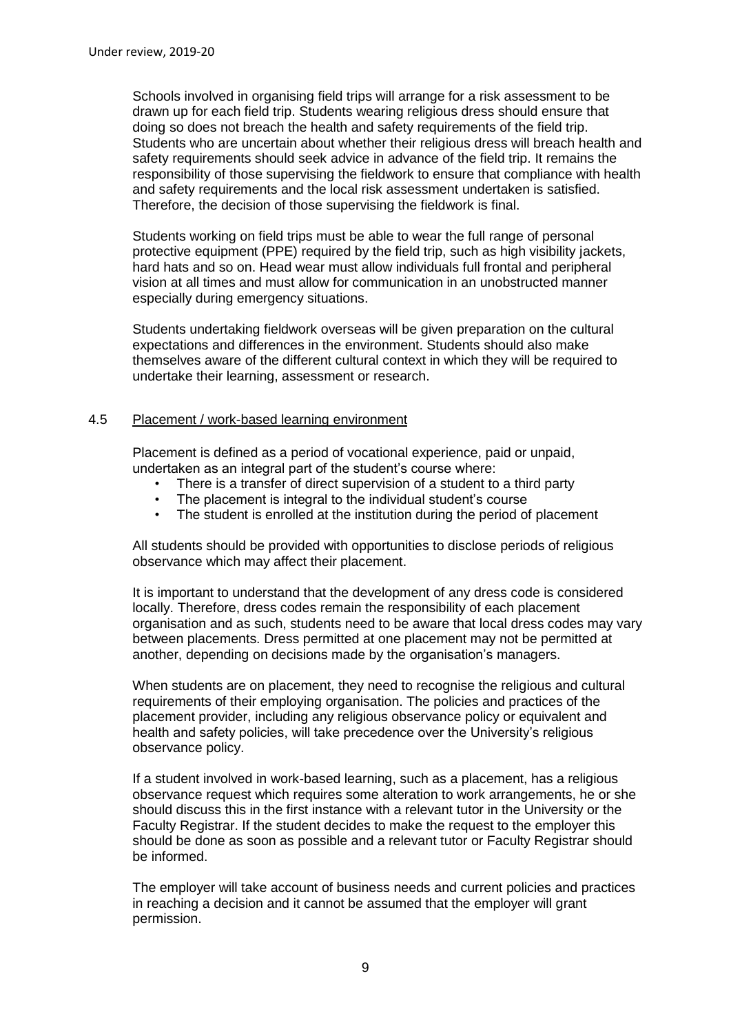Schools involved in organising field trips will arrange for a risk assessment to be drawn up for each field trip. Students wearing religious dress should ensure that doing so does not breach the health and safety requirements of the field trip. Students who are uncertain about whether their religious dress will breach health and safety requirements should seek advice in advance of the field trip. It remains the responsibility of those supervising the fieldwork to ensure that compliance with health and safety requirements and the local risk assessment undertaken is satisfied. Therefore, the decision of those supervising the fieldwork is final.

Students working on field trips must be able to wear the full range of personal protective equipment (PPE) required by the field trip, such as high visibility jackets, hard hats and so on. Head wear must allow individuals full frontal and peripheral vision at all times and must allow for communication in an unobstructed manner especially during emergency situations.

Students undertaking fieldwork overseas will be given preparation on the cultural expectations and differences in the environment. Students should also make themselves aware of the different cultural context in which they will be required to undertake their learning, assessment or research.

### 4.5 Placement / work-based learning environment

Placement is defined as a period of vocational experience, paid or unpaid, undertaken as an integral part of the student's course where:

- There is a transfer of direct supervision of a student to a third party
- The placement is integral to the individual student's course
- The student is enrolled at the institution during the period of placement

All students should be provided with opportunities to disclose periods of religious observance which may affect their placement.

It is important to understand that the development of any dress code is considered locally. Therefore, dress codes remain the responsibility of each placement organisation and as such, students need to be aware that local dress codes may vary between placements. Dress permitted at one placement may not be permitted at another, depending on decisions made by the organisation's managers.

When students are on placement, they need to recognise the religious and cultural requirements of their employing organisation. The policies and practices of the placement provider, including any religious observance policy or equivalent and health and safety policies, will take precedence over the University's religious observance policy.

If a student involved in work-based learning, such as a placement, has a religious observance request which requires some alteration to work arrangements, he or she should discuss this in the first instance with a relevant tutor in the University or the Faculty Registrar. If the student decides to make the request to the employer this should be done as soon as possible and a relevant tutor or Faculty Registrar should be informed.

The employer will take account of business needs and current policies and practices in reaching a decision and it cannot be assumed that the employer will grant permission.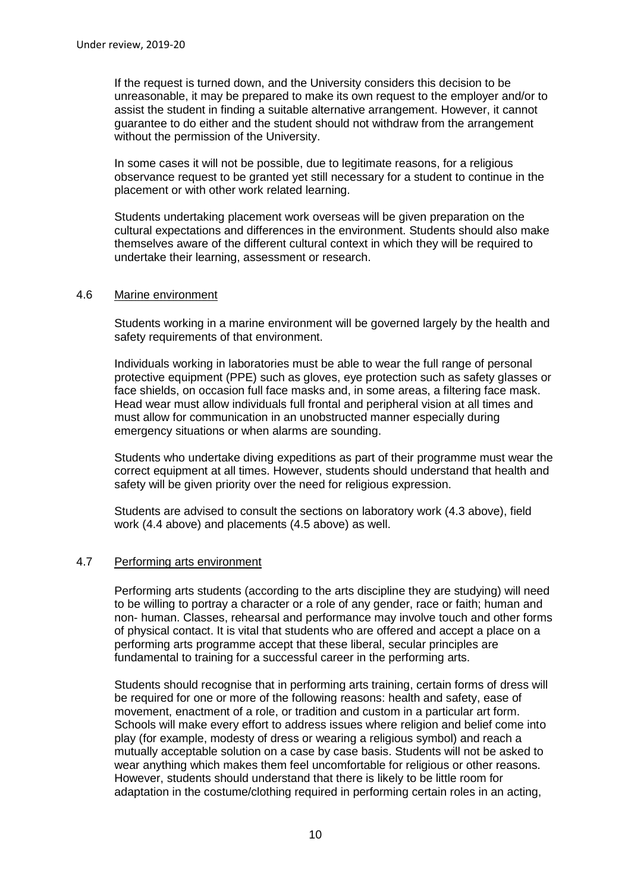If the request is turned down, and the University considers this decision to be unreasonable, it may be prepared to make its own request to the employer and/or to assist the student in finding a suitable alternative arrangement. However, it cannot guarantee to do either and the student should not withdraw from the arrangement without the permission of the University.

In some cases it will not be possible, due to legitimate reasons, for a religious observance request to be granted yet still necessary for a student to continue in the placement or with other work related learning.

Students undertaking placement work overseas will be given preparation on the cultural expectations and differences in the environment. Students should also make themselves aware of the different cultural context in which they will be required to undertake their learning, assessment or research.

### 4.6 Marine environment

Students working in a marine environment will be governed largely by the health and safety requirements of that environment.

Individuals working in laboratories must be able to wear the full range of personal protective equipment (PPE) such as gloves, eye protection such as safety glasses or face shields, on occasion full face masks and, in some areas, a filtering face mask. Head wear must allow individuals full frontal and peripheral vision at all times and must allow for communication in an unobstructed manner especially during emergency situations or when alarms are sounding.

Students who undertake diving expeditions as part of their programme must wear the correct equipment at all times. However, students should understand that health and safety will be given priority over the need for religious expression.

Students are advised to consult the sections on laboratory work (4.3 above), field work (4.4 above) and placements (4.5 above) as well.

### 4.7 Performing arts environment

Performing arts students (according to the arts discipline they are studying) will need to be willing to portray a character or a role of any gender, race or faith; human and non- human. Classes, rehearsal and performance may involve touch and other forms of physical contact. It is vital that students who are offered and accept a place on a performing arts programme accept that these liberal, secular principles are fundamental to training for a successful career in the performing arts.

Students should recognise that in performing arts training, certain forms of dress will be required for one or more of the following reasons: health and safety, ease of movement, enactment of a role, or tradition and custom in a particular art form. Schools will make every effort to address issues where religion and belief come into play (for example, modesty of dress or wearing a religious symbol) and reach a mutually acceptable solution on a case by case basis. Students will not be asked to wear anything which makes them feel uncomfortable for religious or other reasons. However, students should understand that there is likely to be little room for adaptation in the costume/clothing required in performing certain roles in an acting,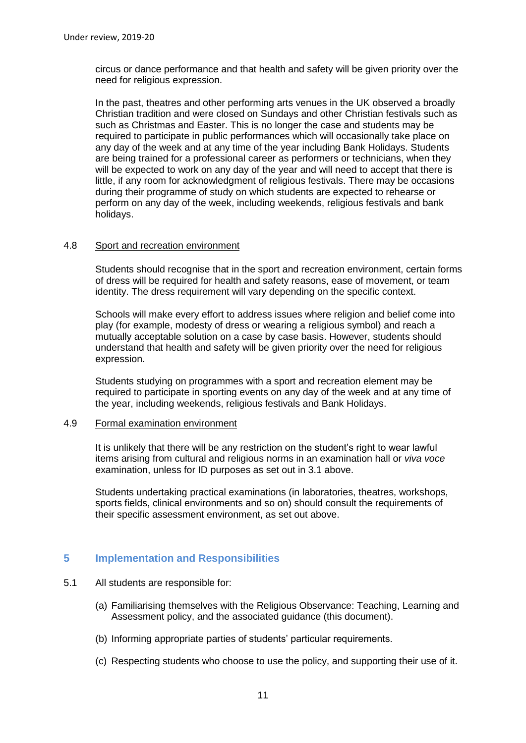circus or dance performance and that health and safety will be given priority over the need for religious expression.

In the past, theatres and other performing arts venues in the UK observed a broadly Christian tradition and were closed on Sundays and other Christian festivals such as such as Christmas and Easter. This is no longer the case and students may be required to participate in public performances which will occasionally take place on any day of the week and at any time of the year including Bank Holidays. Students are being trained for a professional career as performers or technicians, when they will be expected to work on any day of the year and will need to accept that there is little, if any room for acknowledgment of religious festivals. There may be occasions during their programme of study on which students are expected to rehearse or perform on any day of the week, including weekends, religious festivals and bank holidays.

4.8 Sport and recreation environment

Students should recognise that in the sport and recreation environment, certain forms of dress will be required for health and safety reasons, ease of movement, or team identity. The dress requirement will vary depending on the specific context.

Schools will make every effort to address issues where religion and belief come into play (for example, modesty of dress or wearing a religious symbol) and reach a mutually acceptable solution on a case by case basis. However, students should understand that health and safety will be given priority over the need for religious expression.

Students studying on programmes with a sport and recreation element may be required to participate in sporting events on any day of the week and at any time of the year, including weekends, religious festivals and Bank Holidays.

4.9 Formal examination environment

It is unlikely that there will be any restriction on the student's right to wear lawful items arising from cultural and religious norms in an examination hall or *viva voce* examination, unless for ID purposes as set out in 3.1 above.

Students undertaking practical examinations (in laboratories, theatres, workshops, sports fields, clinical environments and so on) should consult the requirements of their specific assessment environment, as set out above.

## 5 Implementation and Responsibilities

5.1 All students are responsible for:

(a) Familiarising themselves with the Religious Observance: Teaching, Learning and Assessment policy, and the associated guidance (this document).

(b) Informing appropriate parties of students' particular requirements.

(c) Respecting students who choose to use the policy, and supporting their use of it.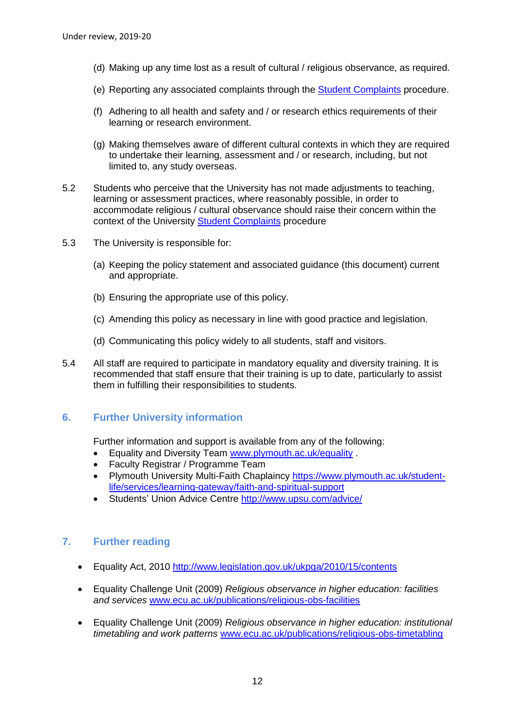(d) Making up any time lost as a result of cultural / religious observance, as required.

(e) Reporting any associated complaints through the [Student Complaints](#) procedure.

(f) Adhering to all health and safety and / or research ethics requirements of their learning or research environment.

(g) Making themselves aware of different cultural contexts in which they are required to undertake their learning, assessment and / or research, including, but not limited to, any study overseas.

5.2 Students who perceive that the University has not made adjustments to teaching, learning or assessment practices, where reasonably possible, in order to accommodate religious / cultural observance should raise their concern within the context of the University [Student Complaints](#) procedure

5.3 The University is responsible for:

(a) Keeping the policy statement and associated guidance (this document) current and appropriate.

(b) Ensuring the appropriate use of this policy.

(c) Amending this policy as necessary in line with good practice and legislation.

(d) Communicating this policy widely to all students, staff and visitors.

5.4 All staff are required to participate in mandatory equality and diversity training. It is recommended that staff ensure that their training is up to date, particularly to assist them in fulfilling their responsibilities to students.

## 6. Further University information

Further information and support is available from any of the following:

- Equality and Diversity Team [www.plymouth.ac.uk/equality](www.plymouth.ac.uk/equality) .
- Faculty Registrar / Programme Team
- Plymouth University Multi-Faith Chaplaincy [https://www.plymouth.ac.uk/student-life/services/learning-gateway/faith-and-spiritual-support](https://www.plymouth.ac.uk/student-life/services/learning-gateway/faith-and-spiritual-support)
- Students' Union Advice Centre [http://www.upsu.com/advice/](http://www.upsu.com/advice/)

## 7. Further reading

- Equality Act, 2010 [http://www.legislation.gov.uk/ukpga/2010/15/contents](http://www.legislation.gov.uk/ukpga/2010/15/contents)
- Equality Challenge Unit (2009) *Religious observance in higher education: facilities and services* [www.ecu.ac.uk/publications/religious-obs-facilities](www.ecu.ac.uk/publications/religious-obs-facilities)
- Equality Challenge Unit (2009) *Religious observance in higher education: institutional timetabling and work patterns* [www.ecu.ac.uk/publications/religious-obs-timetabling](www.ecu.ac.uk/publications/religious-obs-timetabling)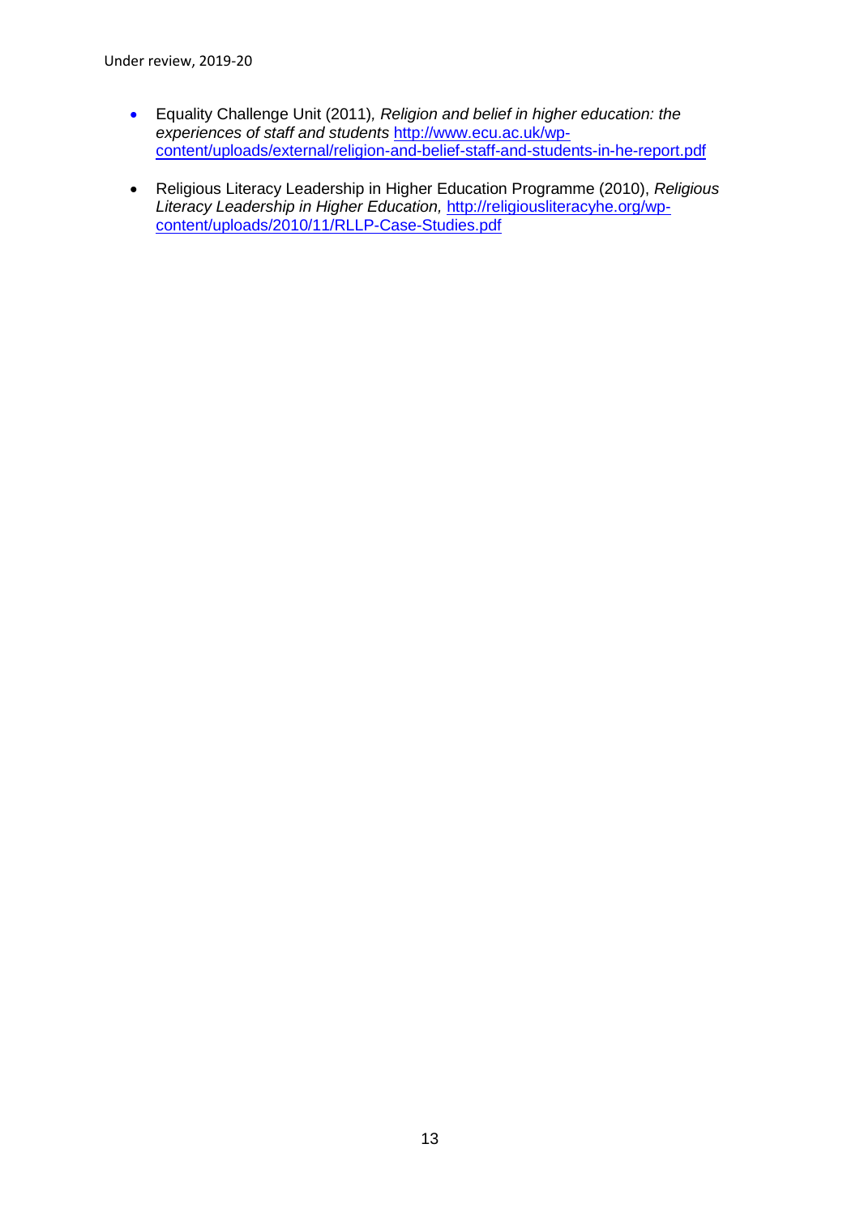- Equality Challenge Unit (2011), *Religion and belief in higher education: the experiences of staff and students* http://www.ecu.ac.uk/wp-content/uploads/external/religion-and-belief-staff-and-students-in-he-report.pdf

- Religious Literacy Leadership in Higher Education Programme (2010), *Religious Literacy Leadership in Higher Education,* http://religiousliteracyhe.org/wp-content/uploads/2010/11/RLLP-Case-Studies.pdf